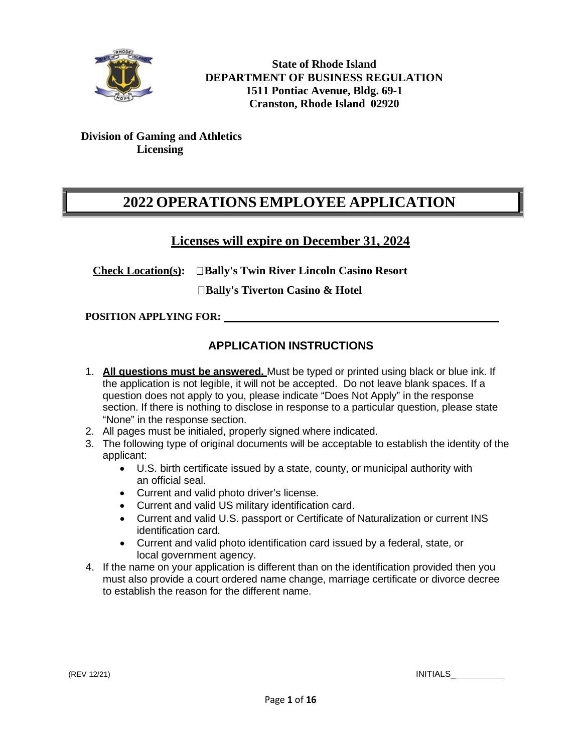**State of Rhode Island**
**DEPARTMENT OF BUSINESS REGULATION**
**1511 Pontiac Avenue, Bldg. 69-1**
**Cranston, Rhode Island 02920**

**Division of Gaming and Athletics**
**Licensing**

# 2022 OPERATIONS EMPLOYEE APPLICATION

## Licenses will expire on December 31, 2024

**Check Location(s):** ☐ **Bally's Twin River Lincoln Casino Resort**

☐ **Bally's Tiverton Casino & Hotel**

**POSITION APPLYING FOR:** ______________________________

### APPLICATION INSTRUCTIONS

1. **All questions must be answered.** Must be typed or printed using black or blue ink. If the application is not legible, it will not be accepted. Do not leave blank spaces. If a question does not apply to you, please indicate "Does Not Apply" in the response section. If there is nothing to disclose in response to a particular question, please state "None" in the response section.
2. All pages must be initialed, properly signed where indicated.
3. The following type of original documents will be acceptable to establish the identity of the applicant:
   - U.S. birth certificate issued by a state, county, or municipal authority with an official seal.
   - Current and valid photo driver's license.
   - Current and valid US military identification card.
   - Current and valid U.S. passport or Certificate of Naturalization or current INS identification card.
   - Current and valid photo identification card issued by a federal, state, or local government agency.
4. If the name on your application is different than on the identification provided then you must also provide a court ordered name change, marriage certificate or divorce decree to establish the reason for the different name.

(REV 12/21) INITIALS___________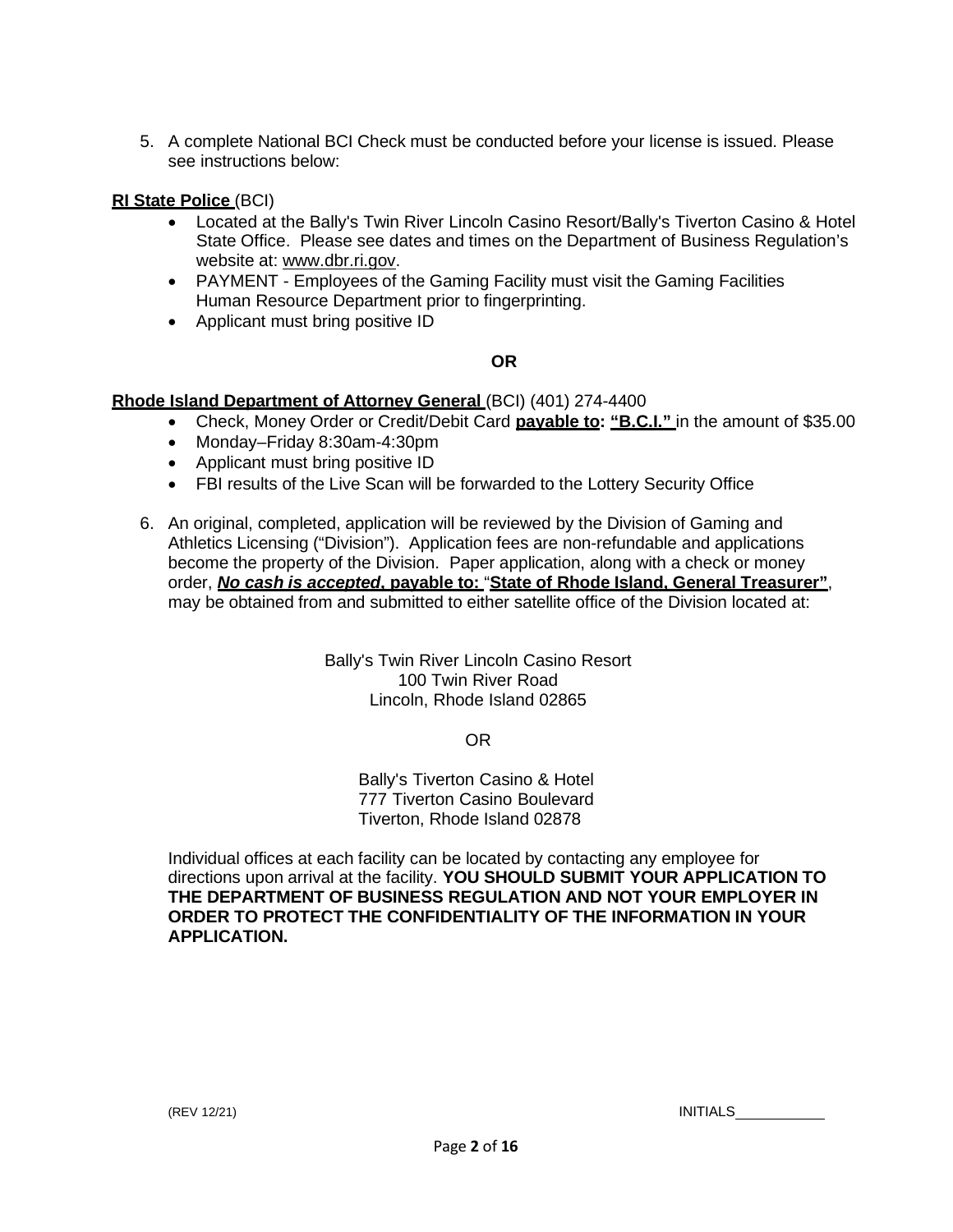5. A complete National BCI Check must be conducted before your license is issued. Please see instructions below:

**RI State Police** (BCI)

- Located at the Bally's Twin River Lincoln Casino Resort/Bally's Tiverton Casino & Hotel State Office. Please see dates and times on the Department of Business Regulation's website at: www.dbr.ri.gov.
- PAYMENT - Employees of the Gaming Facility must visit the Gaming Facilities Human Resource Department prior to fingerprinting.
- Applicant must bring positive ID

**OR**

**Rhode Island Department of Attorney General** (BCI) (401) 274-4400

- Check, Money Order or Credit/Debit Card **payable to: "B.C.I."** in the amount of $35.00
- Monday–Friday 8:30am-4:30pm
- Applicant must bring positive ID
- FBI results of the Live Scan will be forwarded to the Lottery Security Office

6. An original, completed, application will be reviewed by the Division of Gaming and Athletics Licensing ("Division"). Application fees are non-refundable and applications become the property of the Division. Paper application, along with a check or money order, ***No cash is accepted*, payable to:** "**State of Rhode Island, General Treasurer"**, may be obtained from and submitted to either satellite office of the Division located at:

Bally's Twin River Lincoln Casino Resort
100 Twin River Road
Lincoln, Rhode Island 02865

OR

Bally's Tiverton Casino & Hotel
777 Tiverton Casino Boulevard
Tiverton, Rhode Island 02878

Individual offices at each facility can be located by contacting any employee for directions upon arrival at the facility. **YOU SHOULD SUBMIT YOUR APPLICATION TO THE DEPARTMENT OF BUSINESS REGULATION AND NOT YOUR EMPLOYER IN ORDER TO PROTECT THE CONFIDENTIALITY OF THE INFORMATION IN YOUR APPLICATION.**

(REV 12/21) INITIALS\_\_\_\_\_\_\_\_\_\_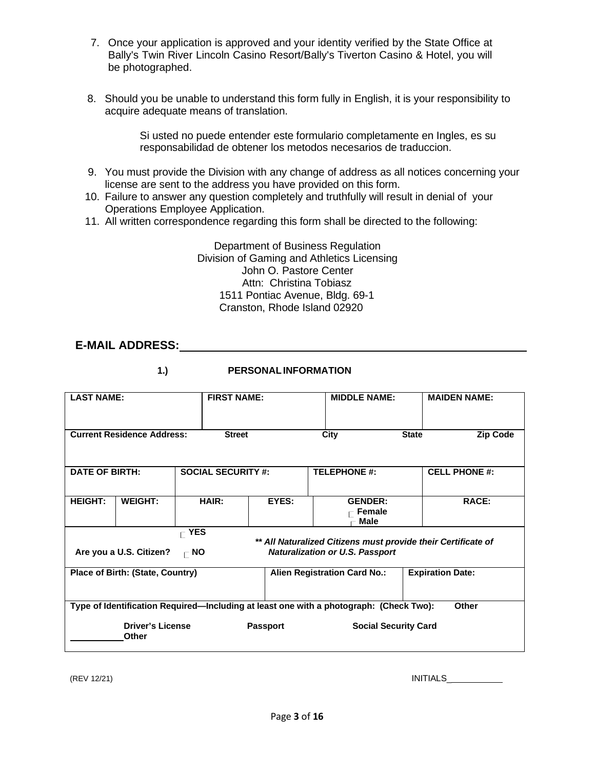7. Once your application is approved and your identity verified by the State Office at Bally's Twin River Lincoln Casino Resort/Bally's Tiverton Casino & Hotel, you will be photographed.

8. Should you be unable to understand this form fully in English, it is your responsibility to acquire adequate means of translation.

   Si usted no puede entender este formulario completamente en Ingles, es su responsabilidad de obtener los metodos necesarios de traduccion.

9. You must provide the Division with any change of address as all notices concerning your license are sent to the address you have provided on this form.
10. Failure to answer any question completely and truthfully will result in denial of your Operations Employee Application.
11. All written correspondence regarding this form shall be directed to the following:

Department of Business Regulation
Division of Gaming and Athletics Licensing
John O. Pastore Center
Attn: Christina Tobiasz
1511 Pontiac Avenue, Bldg. 69-1
Cranston, Rhode Island 02920

## E-MAIL ADDRESS: ____________________

### 1.) PERSONAL INFORMATION

| LAST NAME: | | FIRST NAME: | | MIDDLE NAME: | MAIDEN NAME: |
|---|---|---|---|---|---|
| **Current Residence Address:** | | **Street** | | **City** **State** | **Zip Code** |
| **DATE OF BIRTH:** | | **SOCIAL SECURITY #:** | | **TELEPHONE #:** | **CELL PHONE #:** |
| **HEIGHT:** | **WEIGHT:** | **HAIR:** | **EYES:** | **GENDER:** ☐ Female ☐ Male | **RACE:** |
| **Are you a U.S. Citizen?** ☐ **YES** ☐ **NO** | | ***\*\* All Naturalized Citizens must provide their Certificate of Naturalization or U.S. Passport*** | | | |
| **Place of Birth: (State, Country)** | | | **Alien Registration Card No.:** | | **Expiration Date:** |
| **Type of Identification Required—Including at least one with a photograph: (Check Two):** | | | | | **Other** |
| **Driver's License** | | **Passport** | | **Social Security Card** | ________ **Other** |

(REV 12/21) INITIALS___________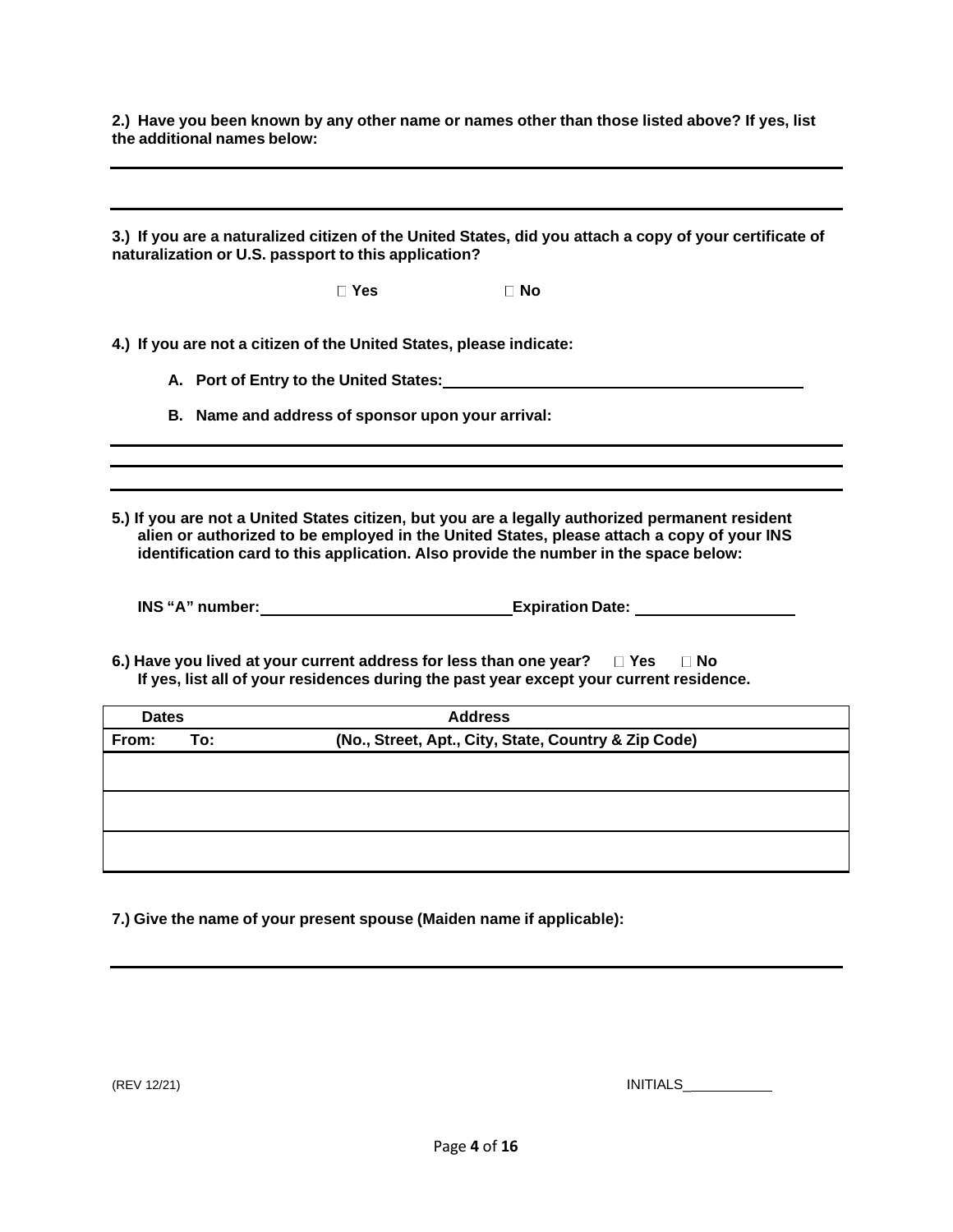**2.) Have you been known by any other name or names other than those listed above? If yes, list the additional names below:**

\_\_\_\_\_\_\_\_\_\_\_\_\_\_\_\_\_\_\_\_\_\_\_\_\_\_\_\_\_\_\_\_\_\_\_\_\_\_\_\_\_\_\_\_\_\_\_\_\_\_\_\_\_\_\_\_\_\_\_\_\_\_\_\_

\_\_\_\_\_\_\_\_\_\_\_\_\_\_\_\_\_\_\_\_\_\_\_\_\_\_\_\_\_\_\_\_\_\_\_\_\_\_\_\_\_\_\_\_\_\_\_\_\_\_\_\_\_\_\_\_\_\_\_\_\_\_\_\_

**3.) If you are a naturalized citizen of the United States, did you attach a copy of your certificate of naturalization or U.S. passport to this application?**

☐ **Yes** ☐ **No**

**4.) If you are not a citizen of the United States, please indicate:**

**A. Port of Entry to the United States:** \_\_\_\_\_\_\_\_\_\_\_\_\_\_\_\_\_\_\_\_\_\_\_\_\_\_\_\_\_\_\_\_\_\_\_\_\_\_\_\_

**B. Name and address of sponsor upon your arrival:**

\_\_\_\_\_\_\_\_\_\_\_\_\_\_\_\_\_\_\_\_\_\_\_\_\_\_\_\_\_\_\_\_\_\_\_\_\_\_\_\_\_\_\_\_\_\_\_\_\_\_\_\_\_\_\_\_\_\_\_\_\_\_\_\_

\_\_\_\_\_\_\_\_\_\_\_\_\_\_\_\_\_\_\_\_\_\_\_\_\_\_\_\_\_\_\_\_\_\_\_\_\_\_\_\_\_\_\_\_\_\_\_\_\_\_\_\_\_\_\_\_\_\_\_\_\_\_\_\_

\_\_\_\_\_\_\_\_\_\_\_\_\_\_\_\_\_\_\_\_\_\_\_\_\_\_\_\_\_\_\_\_\_\_\_\_\_\_\_\_\_\_\_\_\_\_\_\_\_\_\_\_\_\_\_\_\_\_\_\_\_\_\_\_

**5.) If you are not a United States citizen, but you are a legally authorized permanent resident alien or authorized to be employed in the United States, please attach a copy of your INS identification card to this application. Also provide the number in the space below:**

**INS "A" number:** \_\_\_\_\_\_\_\_\_\_\_\_\_\_\_\_\_\_\_\_\_\_\_\_\_\_\_\_ **Expiration Date:** \_\_\_\_\_\_\_\_\_\_\_\_\_\_\_\_\_\_

**6.) Have you lived at your current address for less than one year?** ☐ **Yes** ☐ **No**
**If yes, list all of your residences during the past year except your current residence.**

| Dates | | Address |
|---|---|---|
| **From:** | **To:** | **(No., Street, Apt., City, State, Country & Zip Code)** |
| | | |
| | | |
| | | |

**7.) Give the name of your present spouse (Maiden name if applicable):**

\_\_\_\_\_\_\_\_\_\_\_\_\_\_\_\_\_\_\_\_\_\_\_\_\_\_\_\_\_\_\_\_\_\_\_\_\_\_\_\_\_\_\_\_\_\_\_\_\_\_\_\_\_\_\_\_\_\_\_\_\_\_\_\_

(REV 12/21) INITIALS\_\_\_\_\_\_\_\_\_\_\_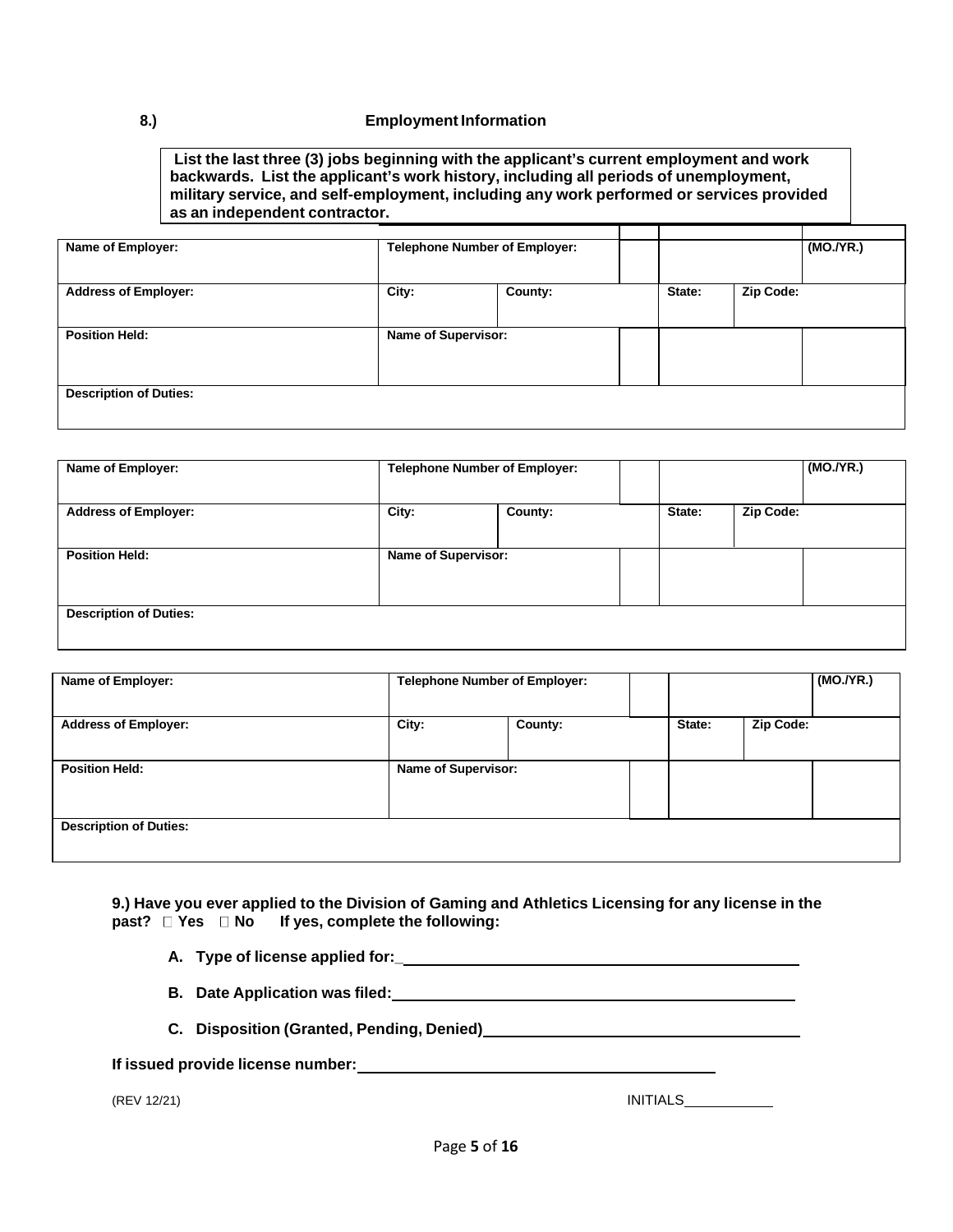8.) **Employment Information**

**List the last three (3) jobs beginning with the applicant's current employment and work backwards. List the applicant's work history, including all periods of unemployment, military service, and self-employment, including any work performed or services provided as an independent contractor.**

| Name of Employer: | Telephone Number of Employer: | | | | | (MO./YR.) |
|---|---|---|---|---|---|---|
| Address of Employer: | City: | County: | | State: | Zip Code: | |
| Position Held: | Name of Supervisor: | | | | | |
| Description of Duties: | | | | | | |

| Name of Employer: | Telephone Number of Employer: | | | | | (MO./YR.) |
|---|---|---|---|---|---|---|
| Address of Employer: | City: | County: | | State: | Zip Code: | |
| Position Held: | Name of Supervisor: | | | | | |
| Description of Duties: | | | | | | |

| Name of Employer: | Telephone Number of Employer: | | | | | (MO./YR.) |
|---|---|---|---|---|---|---|
| Address of Employer: | City: | County: | | State: | Zip Code: | |
| Position Held: | Name of Supervisor: | | | | | |
| Description of Duties: | | | | | | |

**9.) Have you ever applied to the Division of Gaming and Athletics Licensing for any license in the past? ☐ Yes ☐ No If yes, complete the following:**

**A. Type of license applied for:**_______________

**B. Date Application was filed:**_______________

**C. Disposition (Granted, Pending, Denied)**_______________

**If issued provide license number:**_______________

(REV 12/21) INITIALS__________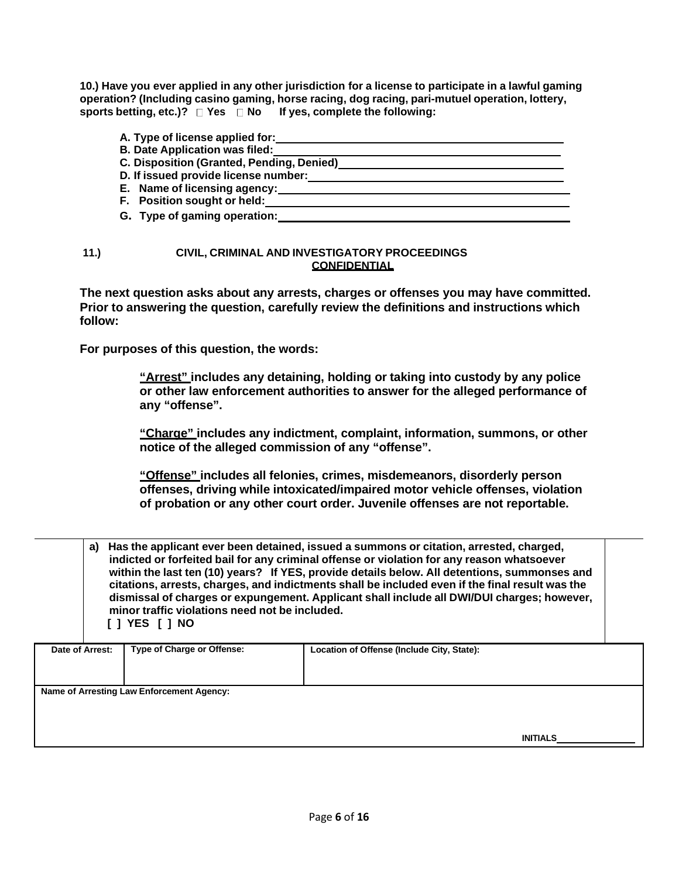**10.) Have you ever applied in any other jurisdiction for a license to participate in a lawful gaming operation? (Including casino gaming, horse racing, dog racing, pari-mutuel operation, lottery, sports betting, etc.)? ☐ Yes ☐ No If yes, complete the following:**

- **A. Type of license applied for:** ______________________________
- **B. Date Application was filed:** ______________________________
- **C. Disposition (Granted, Pending, Denied)** ______________________________
- **D. If issued provide license number:** ______________________________
- **E. Name of licensing agency:** ______________________________
- **F. Position sought or held:** ______________________________
- **G. Type of gaming operation:** ______________________________

## 11.) CIVIL, CRIMINAL AND INVESTIGATORY PROCEEDINGS

**CONFIDENTIAL**

**The next question asks about any arrests, charges or offenses you may have committed. Prior to answering the question, carefully review the definitions and instructions which follow:**

**For purposes of this question, the words:**

> **"Arrest" includes any detaining, holding or taking into custody by any police or other law enforcement authorities to answer for the alleged performance of any "offense".**
>
> **"Charge" includes any indictment, complaint, information, summons, or other notice of the alleged commission of any "offense".**
>
> **"Offense" includes all felonies, crimes, misdemeanors, disorderly person offenses, driving while intoxicated/impaired motor vehicle offenses, violation of probation or any other court order. Juvenile offenses are not reportable.**

**a) Has the applicant ever been detained, issued a summons or citation, arrested, charged, indicted or forfeited bail for any criminal offense or violation for any reason whatsoever within the last ten (10) years? If YES, provide details below. All detentions, summonses and citations, arrests, charges, and indictments shall be included even if the final result was the dismissal of charges or expungement. Applicant shall include all DWI/DUI charges; however, minor traffic violations need not be included.**

**[ ] YES [ ] NO**

| Date of Arrest: | Type of Charge or Offense: | Location of Offense (Include City, State): |
|---|---|---|
| | | |
| **Name of Arresting Law Enforcement Agency:** | | |
| | | **INITIALS** ______________ |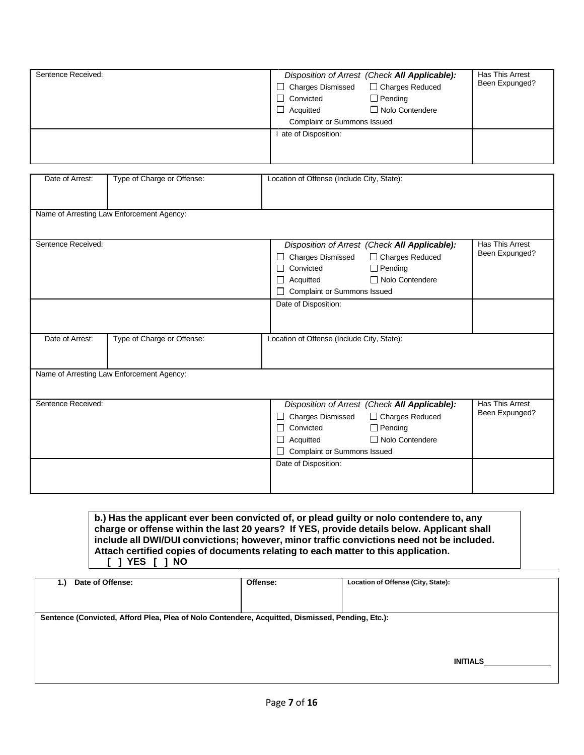| Sentence Received: | *Disposition of Arrest (Check **All Applicable**):* ☐ Charges Dismissed ☐ Charges Reduced ☐ Convicted ☐ Pending ☐ Acquitted ☐ Nolo Contendere Complaint or Summons Issued | Has This Arrest Been Expunged? |
|---|---|---|
| | I ate of Disposition: | |

| Date of Arrest: | Type of Charge or Offense: | Location of Offense (Include City, State): | |
|---|---|---|---|
| Name of Arresting Law Enforcement Agency: | | | |
| Sentence Received: | | *Disposition of Arrest (Check **All Applicable**):* ☐ Charges Dismissed ☐ Charges Reduced ☐ Convicted ☐ Pending ☐ Acquitted ☐ Nolo Contendere ☐ Complaint or Summons Issued | Has This Arrest Been Expunged? |
| | | Date of Disposition: | |
| Date of Arrest: | Type of Charge or Offense: | Location of Offense (Include City, State): | |
| Name of Arresting Law Enforcement Agency: | | | |
| Sentence Received: | | *Disposition of Arrest (Check **All Applicable**):* ☐ Charges Dismissed ☐ Charges Reduced ☐ Convicted ☐ Pending ☐ Acquitted ☐ Nolo Contendere ☐ Complaint or Summons Issued | Has This Arrest Been Expunged? |
| | | Date of Disposition: | |

**b.) Has the applicant ever been convicted of, or plead guilty or nolo contendere to, any charge or offense within the last 20 years? If YES, provide details below. Applicant shall include all DWI/DUI convictions; however, minor traffic convictions need not be included. Attach certified copies of documents relating to each matter to this application.**
**[ ] YES [ ] NO**

| **1.) Date of Offense:** | **Offense:** | **Location of Offense (City, State):** |
|---|---|---|
| **Sentence (Convicted, Afford Plea, Plea of Nolo Contendere, Acquitted, Dismissed, Pending, Etc.):** **INITIALS**\_\_\_\_\_\_\_\_\_\_\_\_\_\_\_ | | |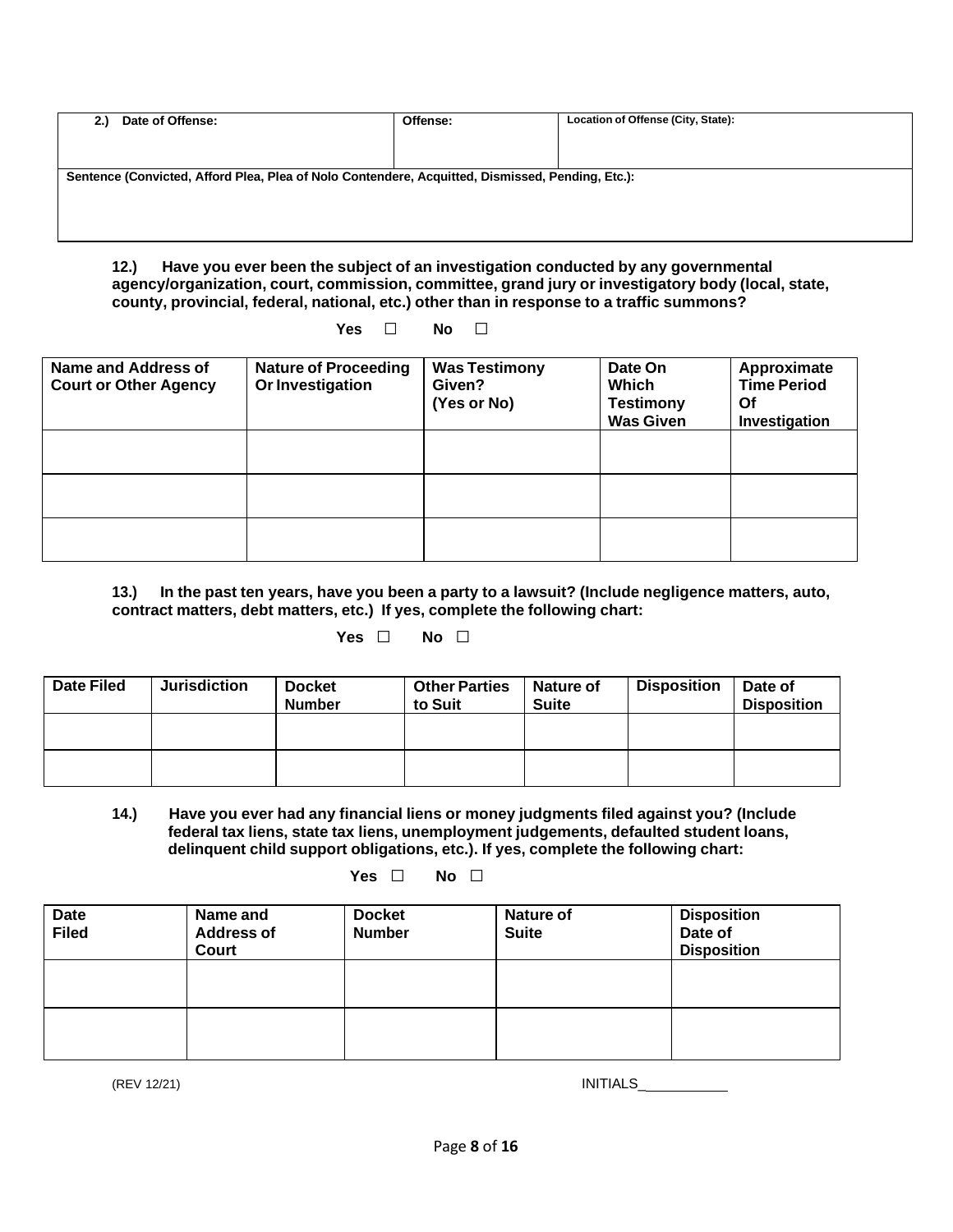| 2.) Date of Offense: | Offense: | Location of Offense (City, State): |
|---|---|---|
| | | |
| Sentence (Convicted, Afford Plea, Plea of Nolo Contendere, Acquitted, Dismissed, Pending, Etc.): | | |
| | | |

**12.) Have you ever been the subject of an investigation conducted by any governmental agency/organization, court, commission, committee, grand jury or investigatory body (local, state, county, provincial, federal, national, etc.) other than in response to a traffic summons?**

**Yes ☐ No ☐**

| Name and Address of Court or Other Agency | Nature of Proceeding Or Investigation | Was Testimony Given? (Yes or No) | Date On Which Testimony Was Given | Approximate Time Period Of Investigation |
|---|---|---|---|---|
| | | | | |
| | | | | |
| | | | | |

**13.) In the past ten years, have you been a party to a lawsuit? (Include negligence matters, auto, contract matters, debt matters, etc.) If yes, complete the following chart:**

**Yes ☐ No ☐**

| Date Filed | Jurisdiction | Docket Number | Other Parties to Suit | Nature of Suite | Disposition | Date of Disposition |
|---|---|---|---|---|---|---|
| | | | | | | |
| | | | | | | |

**14.) Have you ever had any financial liens or money judgments filed against you? (Include federal tax liens, state tax liens, unemployment judgements, defaulted student loans, delinquent child support obligations, etc.). If yes, complete the following chart:**

**Yes ☐ No ☐**

| Date Filed | Name and Address of Court | Docket Number | Nature of Suite | Disposition Date of Disposition |
|---|---|---|---|---|
| | | | | |
| | | | | |

(REV 12/21) INITIALS___________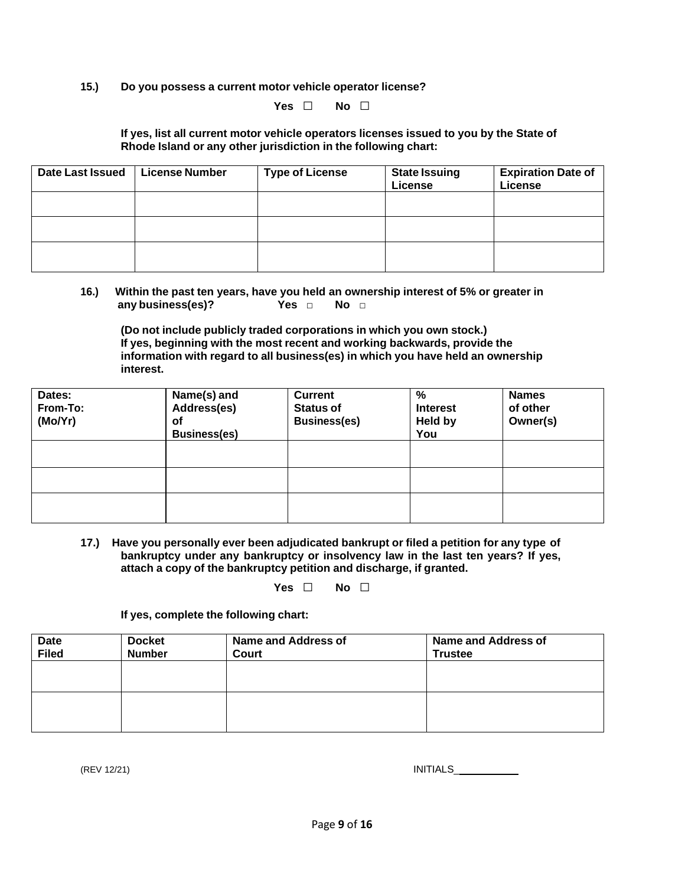**15.) Do you possess a current motor vehicle operator license?**

**Yes ☐ No ☐**

**If yes, list all current motor vehicle operators licenses issued to you by the State of Rhode Island or any other jurisdiction in the following chart:**

| Date Last Issued | License Number | Type of License | State Issuing License | Expiration Date of License |
|---|---|---|---|---|
| | | | | |
| | | | | |
| | | | | |

**16.) Within the past ten years, have you held an ownership interest of 5% or greater in any business(es)? Yes □ No □**

**(Do not include publicly traded corporations in which you own stock.) If yes, beginning with the most recent and working backwards, provide the information with regard to all business(es) in which you have held an ownership interest.**

| Dates: From-To: (Mo/Yr) | Name(s) and Address(es) of Business(es) | Current Status of Business(es) | % Interest Held by You | Names of other Owner(s) |
|---|---|---|---|---|
| | | | | |
| | | | | |
| | | | | |

**17.) Have you personally ever been adjudicated bankrupt or filed a petition for any type of bankruptcy under any bankruptcy or insolvency law in the last ten years? If yes, attach a copy of the bankruptcy petition and discharge, if granted.**

**Yes ☐ No ☐**

**If yes, complete the following chart:**

| Date Filed | Docket Number | Name and Address of Court | Name and Address of Trustee |
|---|---|---|---|
| | | | |
| | | | |

(REV 12/21) INITIALS___________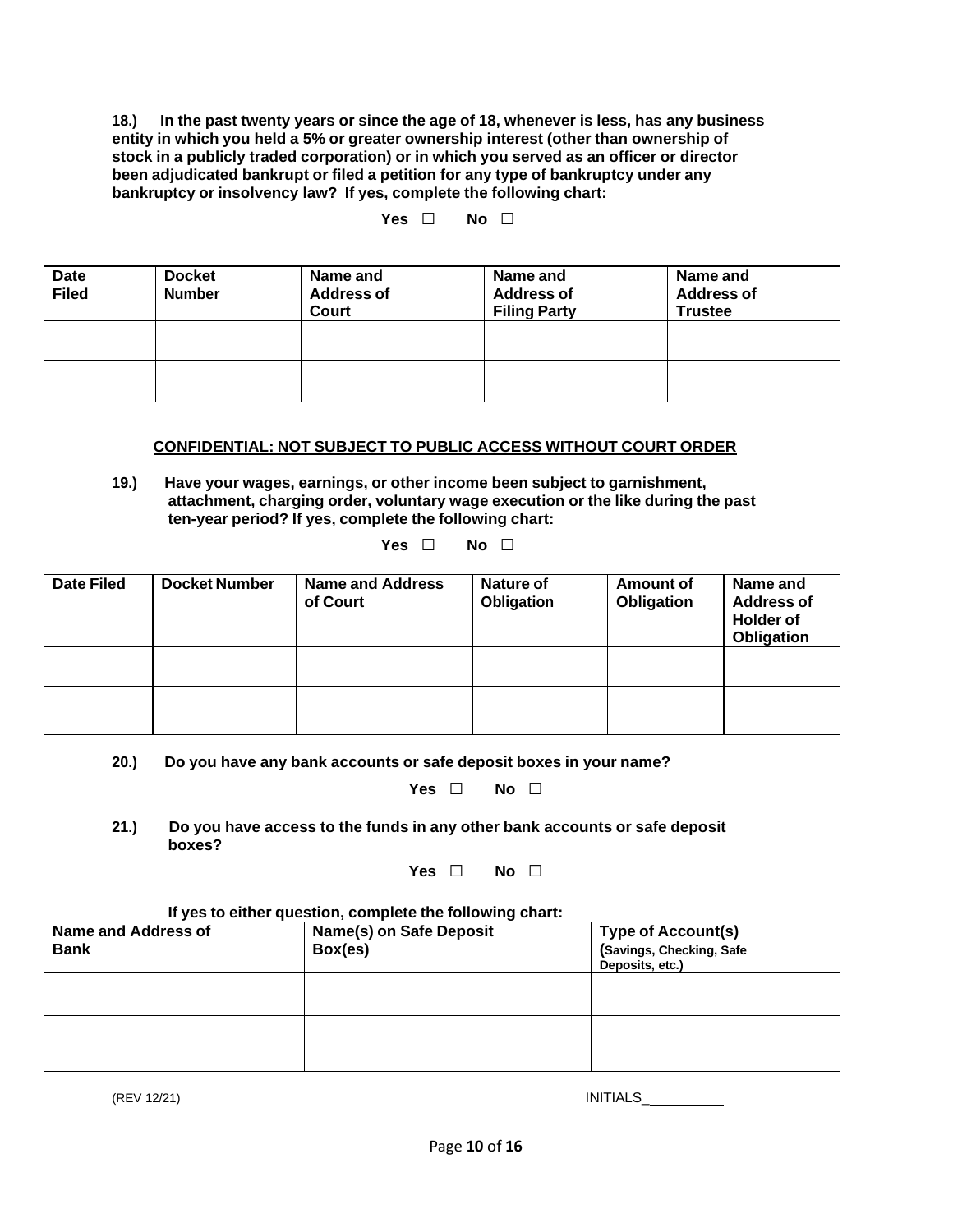**18.) In the past twenty years or since the age of 18, whenever is less, has any business entity in which you held a 5% or greater ownership interest (other than ownership of stock in a publicly traded corporation) or in which you served as an officer or director been adjudicated bankrupt or filed a petition for any type of bankruptcy under any bankruptcy or insolvency law? If yes, complete the following chart:**

**Yes ☐ No ☐**

| Date Filed | Docket Number | Name and Address of Court | Name and Address of Filing Party | Name and Address of Trustee |
|---|---|---|---|---|
| | | | | |
| | | | | |

**CONFIDENTIAL: NOT SUBJECT TO PUBLIC ACCESS WITHOUT COURT ORDER**

**19.) Have your wages, earnings, or other income been subject to garnishment, attachment, charging order, voluntary wage execution or the like during the past ten-year period? If yes, complete the following chart:**

**Yes ☐ No ☐**

| Date Filed | Docket Number | Name and Address of Court | Nature of Obligation | Amount of Obligation | Name and Address of Holder of Obligation |
|---|---|---|---|---|---|
| | | | | | |
| | | | | | |

**20.) Do you have any bank accounts or safe deposit boxes in your name?**

**Yes ☐ No ☐**

**21.) Do you have access to the funds in any other bank accounts or safe deposit boxes?**

**Yes ☐ No ☐**

**If yes to either question, complete the following chart:**

| Name and Address of Bank | Name(s) on Safe Deposit Box(es) | Type of Account(s) (Savings, Checking, Safe Deposits, etc.) |
|---|---|---|
| | | |
| | | |

(REV 12/21) INITIALS__________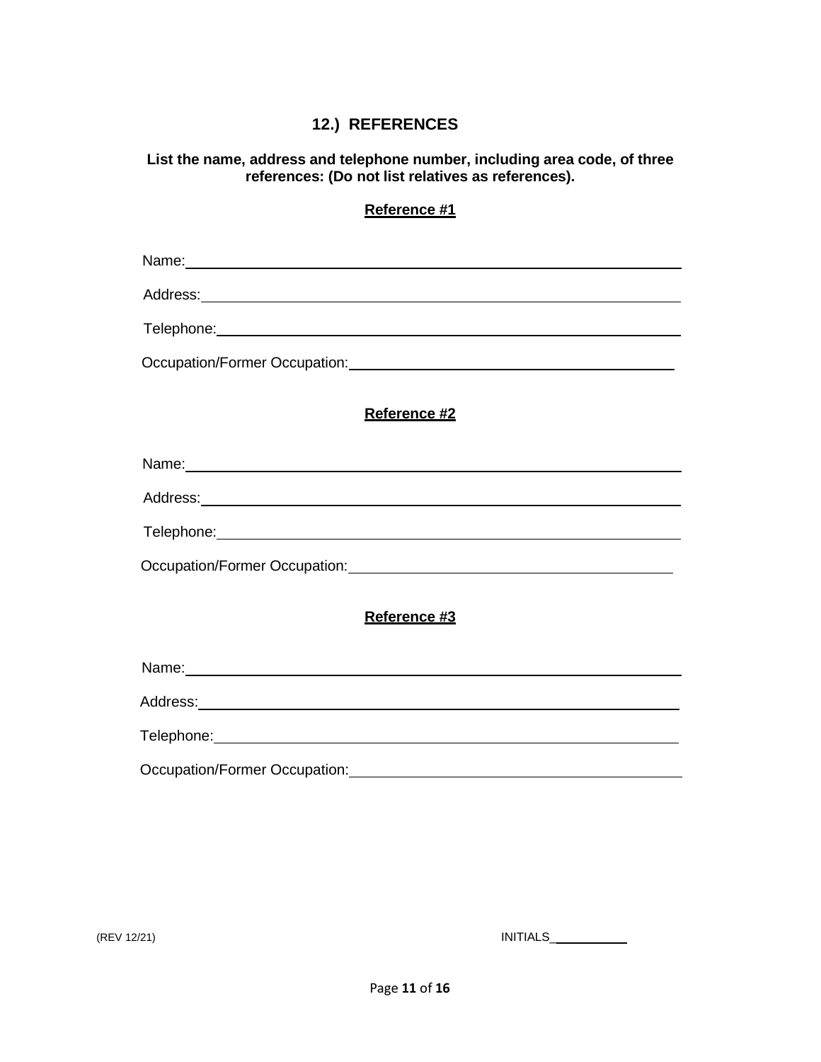## 12.) REFERENCES

**List the name, address and telephone number, including area code, of three references: (Do not list relatives as references).**

**Reference #1**

Name: ____________________________________________

Address: ____________________________________________

Telephone: ____________________________________________

Occupation/Former Occupation: ______________________________

**Reference #2**

Name: ____________________________________________

Address: ____________________________________________

Telephone: ____________________________________________

Occupation/Former Occupation: ______________________________

**Reference #3**

Name: ____________________________________________

Address: ____________________________________________

Telephone: ____________________________________________

Occupation/Former Occupation: ______________________________

(REV 12/21) INITIALS__________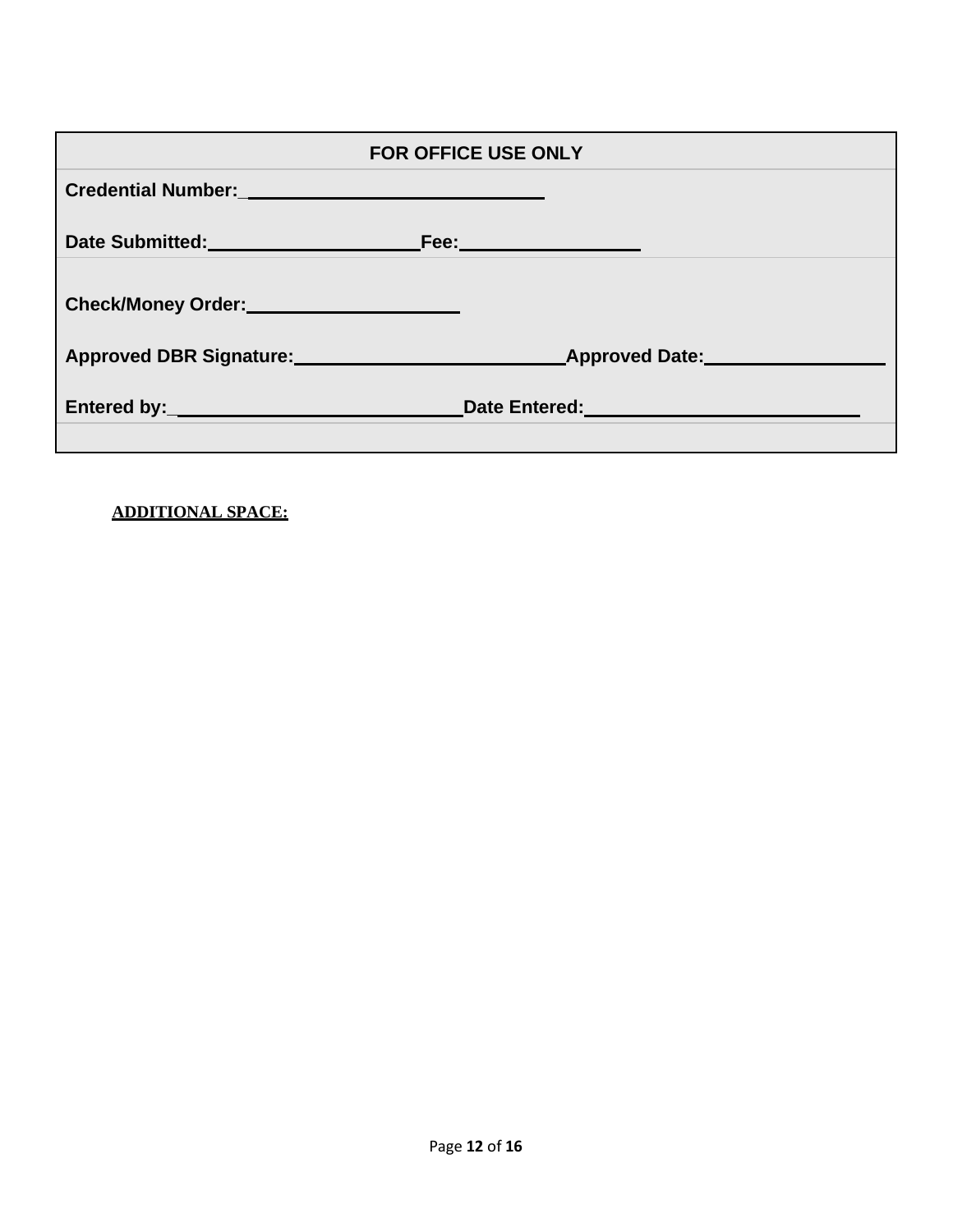| FOR OFFICE USE ONLY |
|---|
| **Credential Number:** ______________________________ |
| **Date Submitted:** ____________________ **Fee:** __________________ |
| **Check/Money Order:** ____________________ |
| **Approved DBR Signature:** __________________________ **Approved Date:** __________________ |
| **Entered by:** ____________________________ **Date Entered:** ___________________________ |

**ADDITIONAL SPACE:**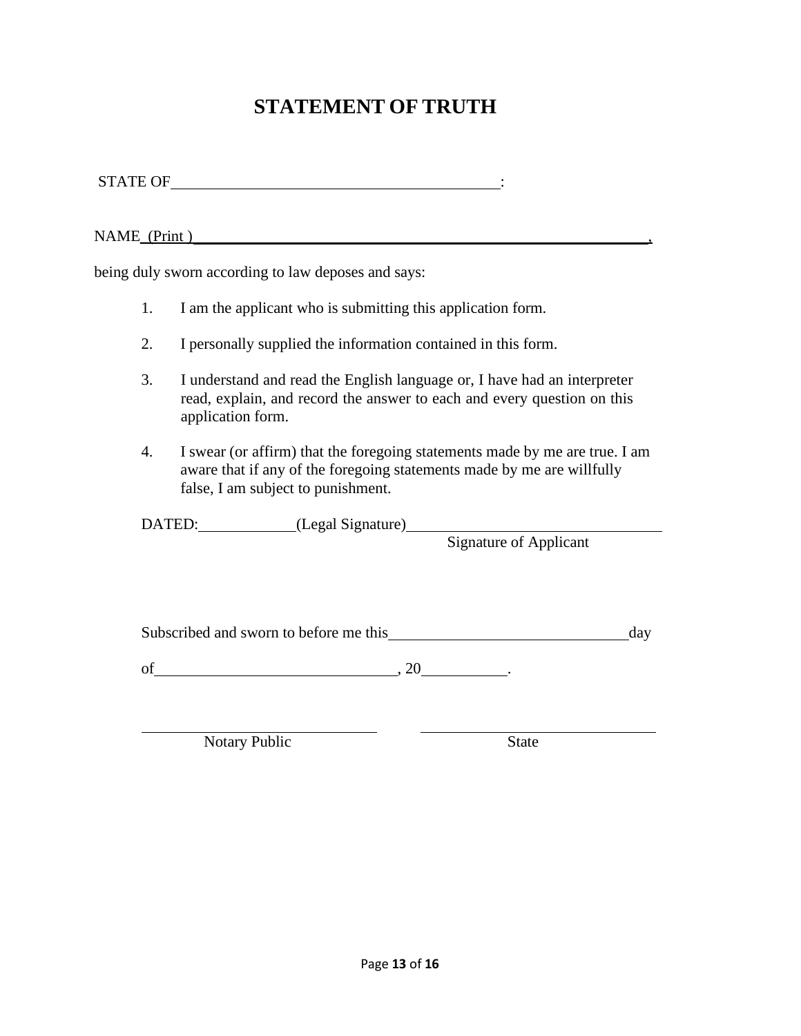# STATEMENT OF TRUTH

STATE OF ________________________________________:

NAME (Print) ____________________________________________________________,

being duly sworn according to law deposes and says:

1. I am the applicant who is submitting this application form.
2. I personally supplied the information contained in this form.
3. I understand and read the English language or, I have had an interpreter read, explain, and record the answer to each and every question on this application form.
4. I swear (or affirm) that the foregoing statements made by me are true. I am aware that if any of the foregoing statements made by me are willfully false, I am subject to punishment.

DATED: ____________ (Legal Signature) ________________________________
Signature of Applicant

Subscribed and sworn to before me this ______________________________ day

of ______________________________, 20__________.

______________________________ ______________________________
Notary Public State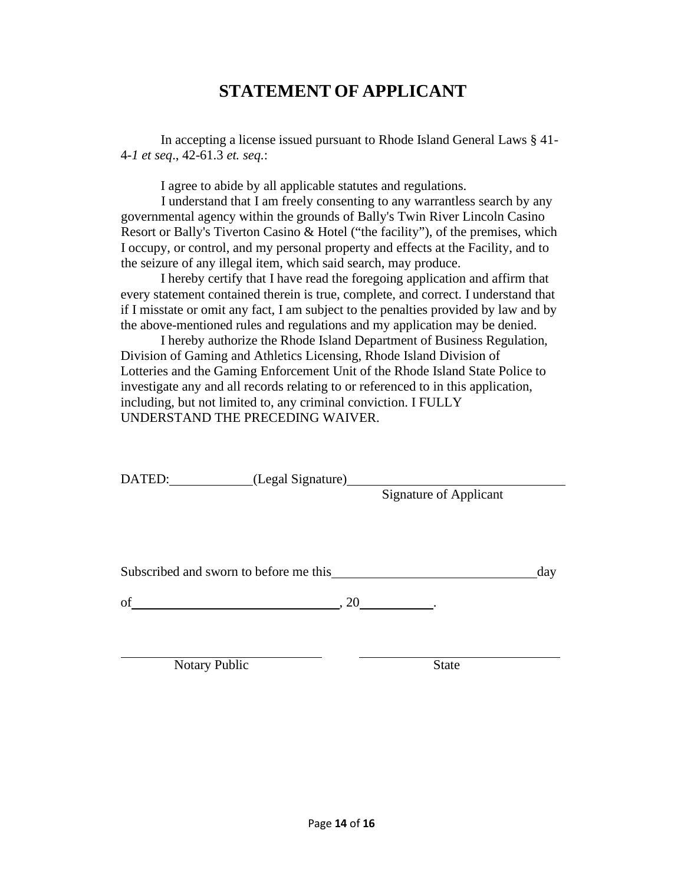# STATEMENT OF APPLICANT

In accepting a license issued pursuant to Rhode Island General Laws § 41-4-*1 et seq*., 42-61.3 *et. seq.*:

I agree to abide by all applicable statutes and regulations.

I understand that I am freely consenting to any warrantless search by any governmental agency within the grounds of Bally's Twin River Lincoln Casino Resort or Bally's Tiverton Casino & Hotel ("the facility"), of the premises, which I occupy, or control, and my personal property and effects at the Facility, and to the seizure of any illegal item, which said search, may produce.

I hereby certify that I have read the foregoing application and affirm that every statement contained therein is true, complete, and correct. I understand that if I misstate or omit any fact, I am subject to the penalties provided by law and by the above-mentioned rules and regulations and my application may be denied.

I hereby authorize the Rhode Island Department of Business Regulation, Division of Gaming and Athletics Licensing, Rhode Island Division of Lotteries and the Gaming Enforcement Unit of the Rhode Island State Police to investigate any and all records relating to or referenced to in this application, including, but not limited to, any criminal conviction. I FULLY UNDERSTAND THE PRECEDING WAIVER.

DATED:____________ (Legal Signature)________________________________

Signature of Applicant

Subscribed and sworn to before me this______________________________day

of_______________________________, 20__________.

_______________________________ _______________________________

Notary Public State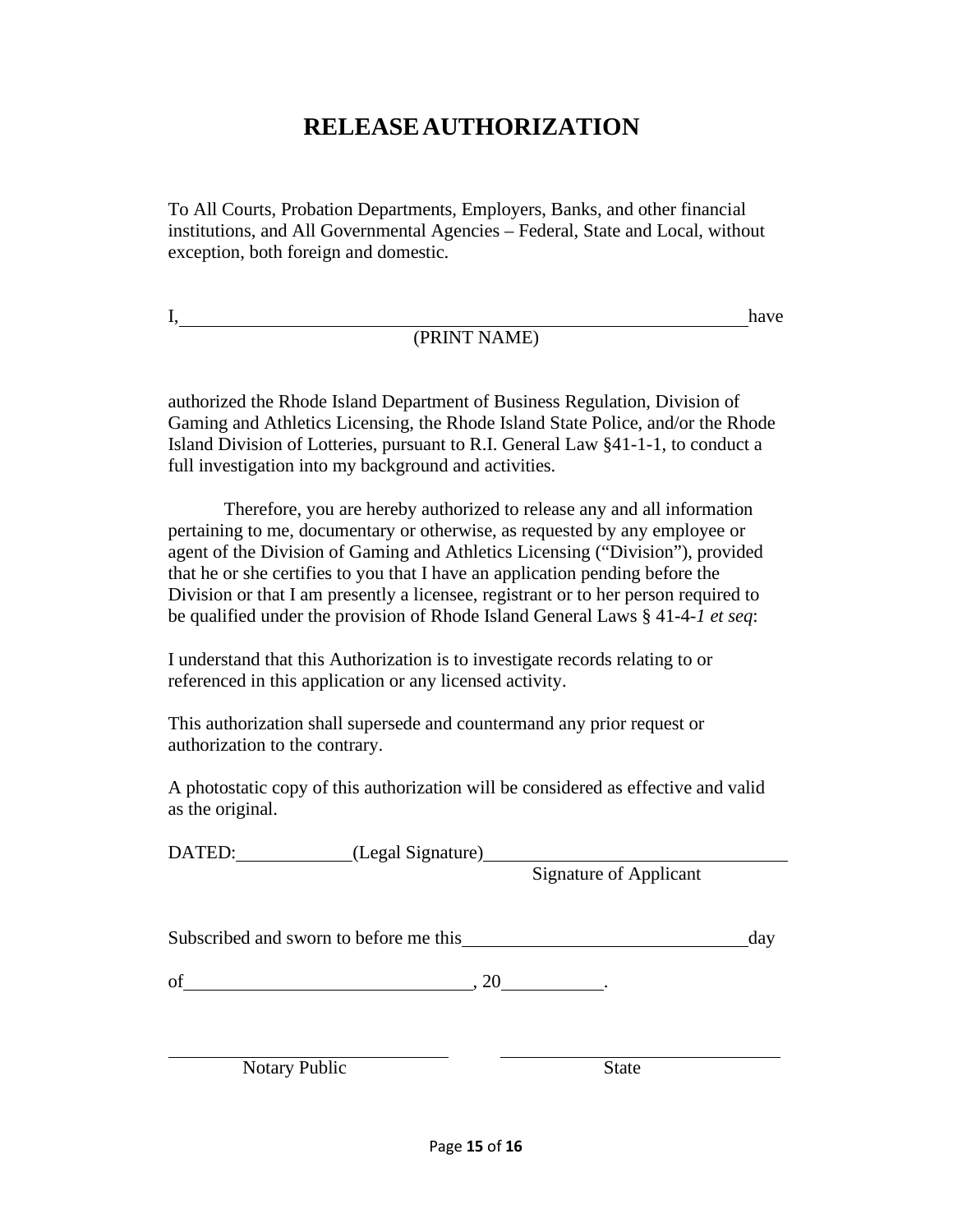# RELEASE AUTHORIZATION

To All Courts, Probation Departments, Employers, Banks, and other financial institutions, and All Governmental Agencies – Federal, State and Local, without exception, both foreign and domestic.

I, ______________________________________________________________ have
(PRINT NAME)

authorized the Rhode Island Department of Business Regulation, Division of Gaming and Athletics Licensing, the Rhode Island State Police, and/or the Rhode Island Division of Lotteries, pursuant to R.I. General Law §41-1-1, to conduct a full investigation into my background and activities.

Therefore, you are hereby authorized to release any and all information pertaining to me, documentary or otherwise, as requested by any employee or agent of the Division of Gaming and Athletics Licensing ("Division"), provided that he or she certifies to you that I have an application pending before the Division or that I am presently a licensee, registrant or to her person required to be qualified under the provision of Rhode Island General Laws § 41-4-*1 et seq*:

I understand that this Authorization is to investigate records relating to or referenced in this application or any licensed activity.

This authorization shall supersede and countermand any prior request or authorization to the contrary.

A photostatic copy of this authorization will be considered as effective and valid as the original.

DATED:____________ (Legal Signature)________________________________
Signature of Applicant

Subscribed and sworn to before me this ______________________________ day

of ______________________________, 20__________.

______________________________ ______________________________
Notary Public State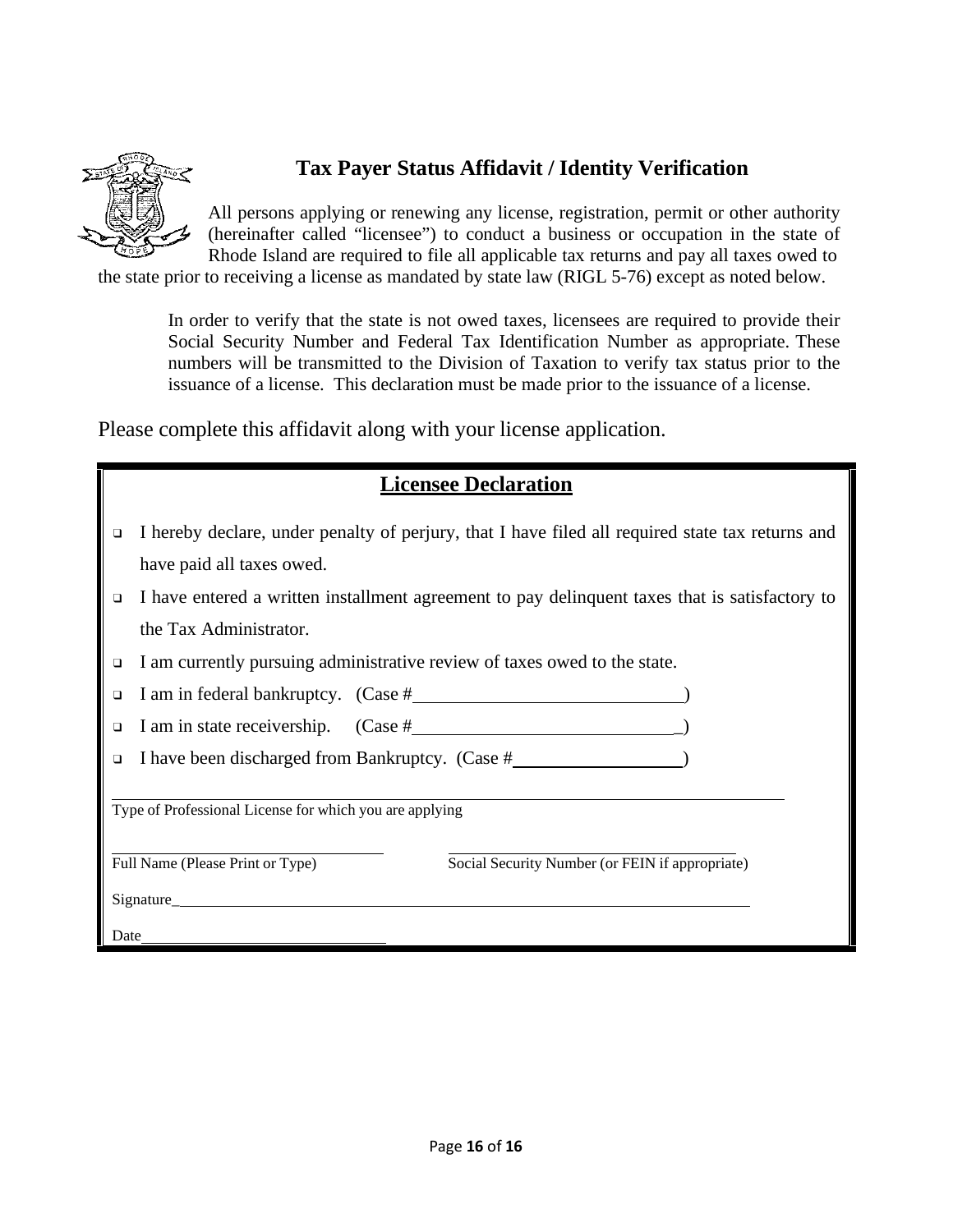# Tax Payer Status Affidavit / Identity Verification

All persons applying or renewing any license, registration, permit or other authority (hereinafter called "licensee") to conduct a business or occupation in the state of Rhode Island are required to file all applicable tax returns and pay all taxes owed to the state prior to receiving a license as mandated by state law (RIGL 5-76) except as noted below.

> In order to verify that the state is not owed taxes, licensees are required to provide their Social Security Number and Federal Tax Identification Number as appropriate. These numbers will be transmitted to the Division of Taxation to verify tax status prior to the issuance of a license. This declaration must be made prior to the issuance of a license.

Please complete this affidavit along with your license application.

## Licensee Declaration

- ☐ I hereby declare, under penalty of perjury, that I have filed all required state tax returns and have paid all taxes owed.
- ☐ I have entered a written installment agreement to pay delinquent taxes that is satisfactory to the Tax Administrator.
- ☐ I am currently pursuing administrative review of taxes owed to the state.
- ☐ I am in federal bankruptcy. (Case #_____________________________)
- ☐ I am in state receivership. (Case #_____________________________)
- ☐ I have been discharged from Bankruptcy. (Case #__________________)

_____________________________________________________________________
Type of Professional License for which you are applying

_________________________________ _________________________________
Full Name (Please Print or Type) Social Security Number (or FEIN if appropriate)

Signature_____________________________________________________________

Date______________________________